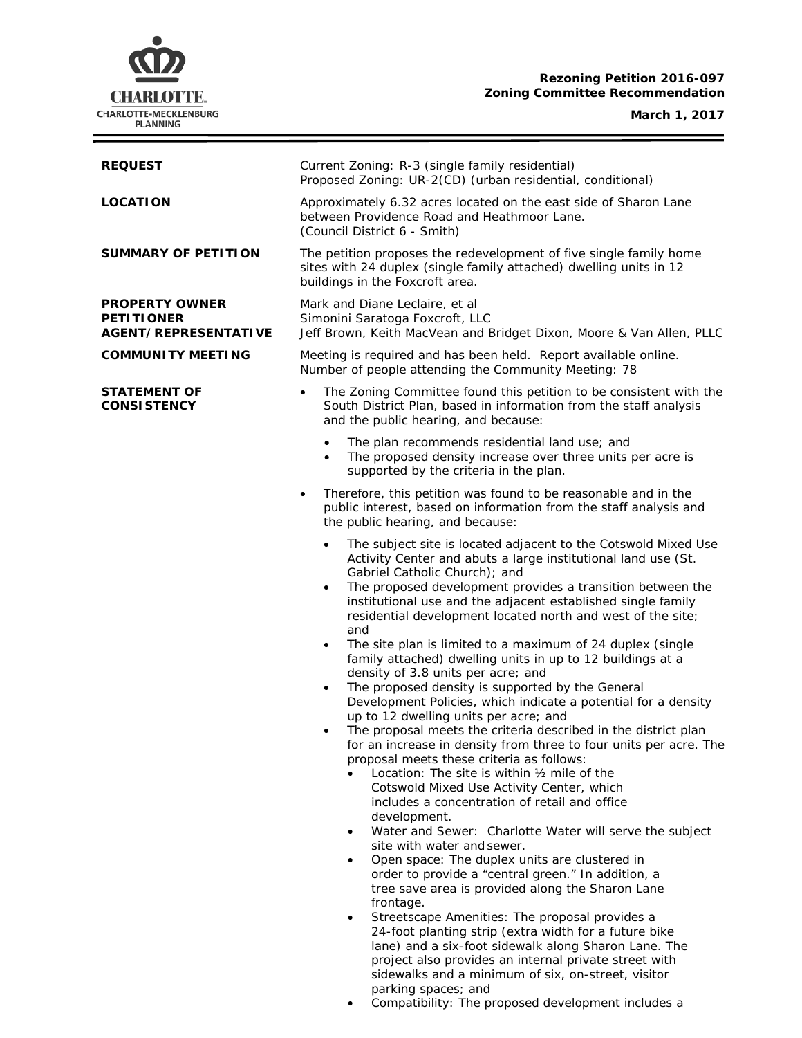**Rezoning Petition 2016-097**
**Zoning Committee Recommendation**

**March 1, 2017**

**REQUEST**

Current Zoning: R-3 (single family residential)
Proposed Zoning: UR-2(CD) (urban residential, conditional)

**LOCATION**

Approximately 6.32 acres located on the east side of Sharon Lane between Providence Road and Heathmoor Lane.
(Council District 6 - Smith)

**SUMMARY OF PETITION**

The petition proposes the redevelopment of five single family home sites with 24 duplex (single family attached) dwelling units in 12 buildings in the Foxcroft area.

**PROPERTY OWNER**
**PETITIONER**
**AGENT/REPRESENTATIVE**

Mark and Diane Leclaire, et al
Simonini Saratoga Foxcroft, LLC
Jeff Brown, Keith MacVean and Bridget Dixon, Moore & Van Allen, PLLC

**COMMUNITY MEETING**

Meeting is required and has been held. Report available online.
Number of people attending the Community Meeting: 78

**STATEMENT OF CONSISTENCY**

- The Zoning Committee found this petition to be consistent with the South District Plan, based in information from the staff analysis and the public hearing, and because:
  - The plan recommends residential land use; and
  - The proposed density increase over three units per acre is supported by the criteria in the plan.
- Therefore, this petition was found to be reasonable and in the public interest, based on information from the staff analysis and the public hearing, and because:
  - The subject site is located adjacent to the Cotswold Mixed Use Activity Center and abuts a large institutional land use (St. Gabriel Catholic Church); and
  - The proposed development provides a transition between the institutional use and the adjacent established single family residential development located north and west of the site; and
  - The site plan is limited to a maximum of 24 duplex (single family attached) dwelling units in up to 12 buildings at a density of 3.8 units per acre; and
  - The proposed density is supported by the General Development Policies, which indicate a potential for a density up to 12 dwelling units per acre; and
  - The proposal meets the criteria described in the district plan for an increase in density from three to four units per acre. The proposal meets these criteria as follows:
    - Location: The site is within ½ mile of the Cotswold Mixed Use Activity Center, which includes a concentration of retail and office development.
    - Water and Sewer: Charlotte Water will serve the subject site with water and sewer.
    - Open space: The duplex units are clustered in order to provide a "central green." In addition, a tree save area is provided along the Sharon Lane frontage.
    - Streetscape Amenities: The proposal provides a 24-foot planting strip (extra width for a future bike lane) and a six-foot sidewalk along Sharon Lane. The project also provides an internal private street with sidewalks and a minimum of six, on-street, visitor parking spaces; and
    - Compatibility: The proposed development includes a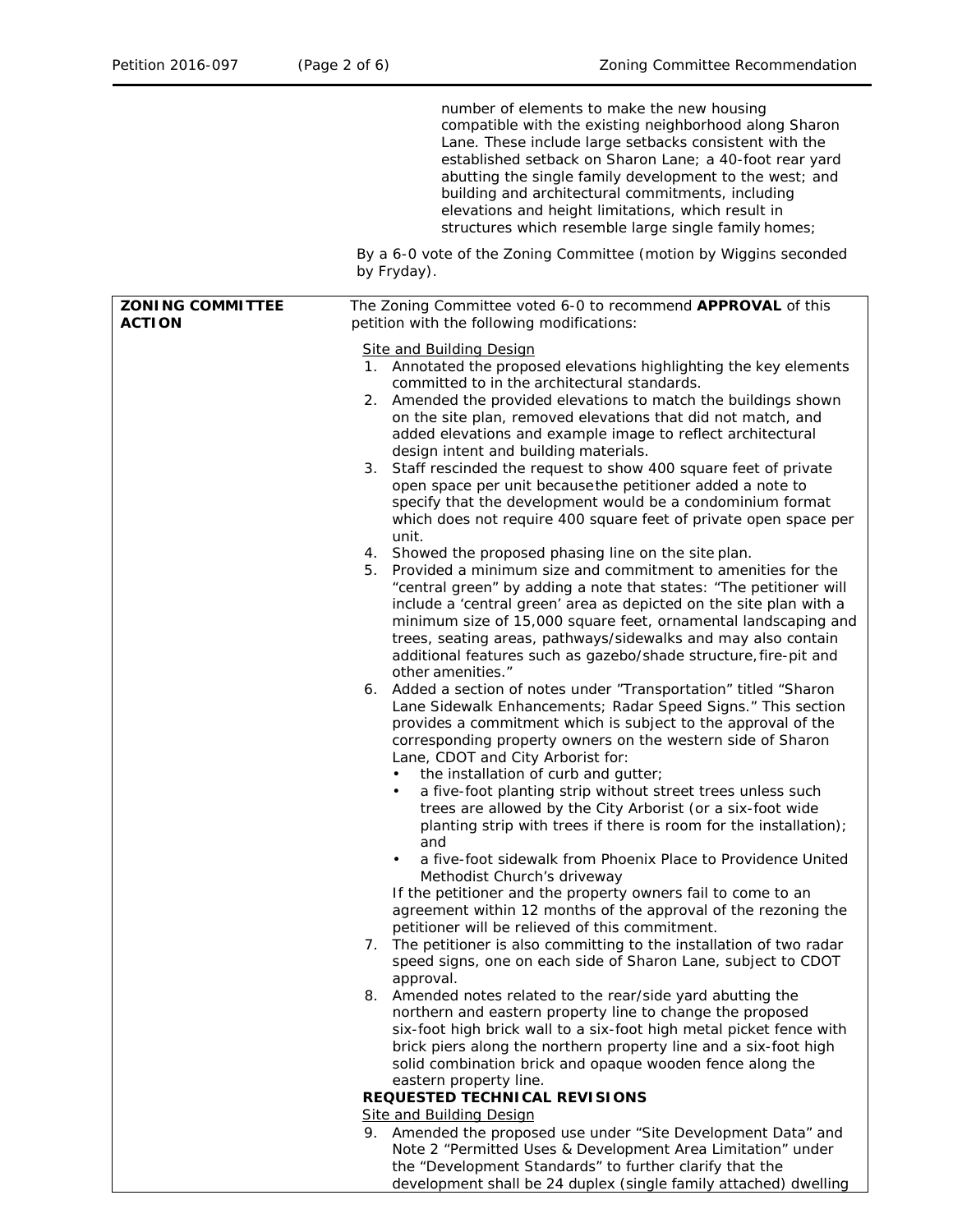number of elements to make the new housing compatible with the existing neighborhood along Sharon Lane. These include large setbacks consistent with the established setback on Sharon Lane; a 40-foot rear yard abutting the single family development to the west; and building and architectural commitments, including elevations and height limitations, which result in structures which resemble large single family homes;

By a 6-0 vote of the Zoning Committee (motion by Wiggins seconded by Fryday).

| **ZONING COMMITTEE ACTION** | The Zoning Committee voted 6-0 to recommend **APPROVAL** of this petition with the following modifications: |
|---|---|

Site and Building Design

1. Annotated the proposed elevations highlighting the key elements committed to in the architectural standards.
2. Amended the provided elevations to match the buildings shown on the site plan, removed elevations that did not match, and added elevations and example image to reflect architectural design intent and building materials.
3. Staff rescinded the request to show 400 square feet of private open space per unit because the petitioner added a note to specify that the development would be a condominium format which does not require 400 square feet of private open space per unit.
4. Showed the proposed phasing line on the site plan.
5. Provided a minimum size and commitment to amenities for the "central green" by adding a note that states: "The petitioner will include a 'central green' area as depicted on the site plan with a minimum size of 15,000 square feet, ornamental landscaping and trees, seating areas, pathways/sidewalks and may also contain additional features such as gazebo/shade structure, fire-pit and other amenities."
6. Added a section of notes under "Transportation" titled "Sharon Lane Sidewalk Enhancements; Radar Speed Signs." This section provides a commitment which is subject to the approval of the corresponding property owners on the western side of Sharon Lane, CDOT and City Arborist for:
   - the installation of curb and gutter;
   - a five-foot planting strip without street trees unless such trees are allowed by the City Arborist (or a six-foot wide planting strip with trees if there is room for the installation); and
   - a five-foot sidewalk from Phoenix Place to Providence United Methodist Church's driveway

   If the petitioner and the property owners fail to come to an agreement within 12 months of the approval of the rezoning the petitioner will be relieved of this commitment.
7. The petitioner is also committing to the installation of two radar speed signs, one on each side of Sharon Lane, subject to CDOT approval.
8. Amended notes related to the rear/side yard abutting the northern and eastern property line to change the proposed six-foot high brick wall to a six-foot high metal picket fence with brick piers along the northern property line and a six-foot high solid combination brick and opaque wooden fence along the eastern property line.

**REQUESTED TECHNICAL REVISIONS**

Site and Building Design

9. Amended the proposed use under "Site Development Data" and Note 2 "Permitted Uses & Development Area Limitation" under the "Development Standards" to further clarify that the development shall be 24 duplex (single family attached) dwelling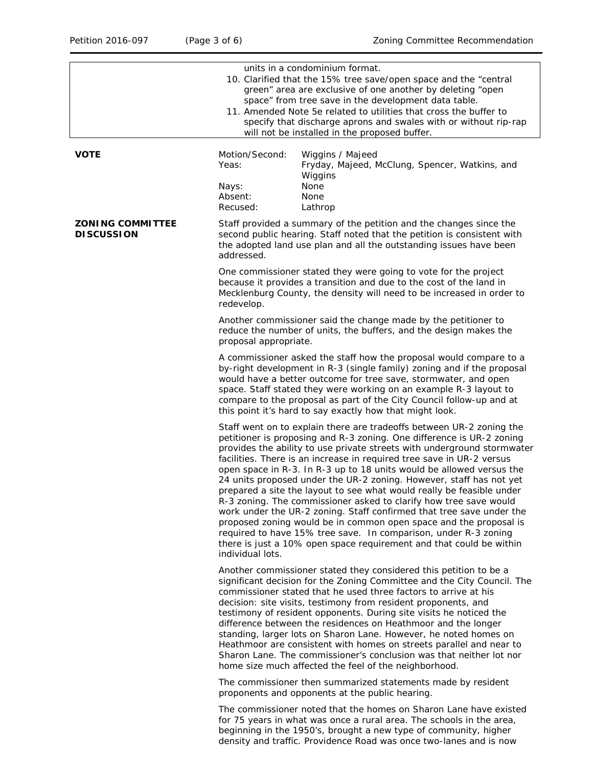| | units in a condominium format.<br>10. Clarified that the 15% tree save/open space and the "central green" area are exclusive of one another by deleting "open space" from tree save in the development data table.<br>11. Amended Note 5e related to utilities that cross the buffer to specify that discharge aprons and swales with or without rip-rap will not be installed in the proposed buffer. |
|---|---|

**VOTE**

| | |
|---|---|
| Motion/Second: | Wiggins / Majeed |
| Yeas: | Fryday, Majeed, McClung, Spencer, Watkins, and Wiggins |
| Nays: | None |
| Absent: | None |
| Recused: | Lathrop |

**ZONING COMMITTEE DISCUSSION**

Staff provided a summary of the petition and the changes since the second public hearing. Staff noted that the petition is consistent with the adopted land use plan and all the outstanding issues have been addressed.

One commissioner stated they were going to vote for the project because it provides a transition and due to the cost of the land in Mecklenburg County, the density will need to be increased in order to redevelop.

Another commissioner said the change made by the petitioner to reduce the number of units, the buffers, and the design makes the proposal appropriate.

A commissioner asked the staff how the proposal would compare to a by-right development in R-3 (single family) zoning and if the proposal would have a better outcome for tree save, stormwater, and open space. Staff stated they were working on an example R-3 layout to compare to the proposal as part of the City Council follow-up and at this point it's hard to say exactly how that might look.

Staff went on to explain there are tradeoffs between UR-2 zoning the petitioner is proposing and R-3 zoning. One difference is UR-2 zoning provides the ability to use private streets with underground stormwater facilities. There is an increase in required tree save in UR-2 versus open space in R-3. In R-3 up to 18 units would be allowed versus the 24 units proposed under the UR-2 zoning. However, staff has not yet prepared a site the layout to see what would really be feasible under R-3 zoning. The commissioner asked to clarify how tree save would work under the UR-2 zoning. Staff confirmed that tree save under the proposed zoning would be in common open space and the proposal is required to have 15% tree save. In comparison, under R-3 zoning there is just a 10% open space requirement and that could be within individual lots.

Another commissioner stated they considered this petition to be a significant decision for the Zoning Committee and the City Council. The commissioner stated that he used three factors to arrive at his decision: site visits, testimony from resident proponents, and testimony of resident opponents. During site visits he noticed the difference between the residences on Heathmoor and the longer standing, larger lots on Sharon Lane. However, he noted homes on Heathmoor are consistent with homes on streets parallel and near to Sharon Lane. The commissioner's conclusion was that neither lot nor home size much affected the feel of the neighborhood.

The commissioner then summarized statements made by resident proponents and opponents at the public hearing.

The commissioner noted that the homes on Sharon Lane have existed for 75 years in what was once a rural area. The schools in the area, beginning in the 1950's, brought a new type of community, higher density and traffic. Providence Road was once two-lanes and is now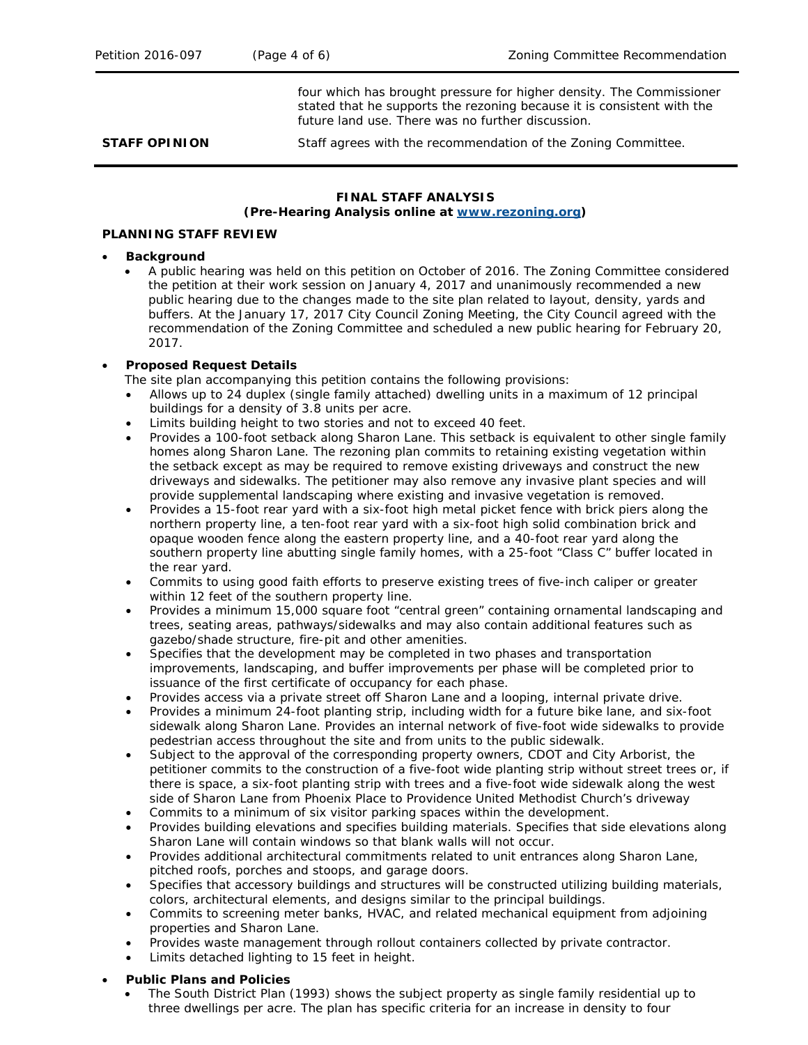| | |
|---|---|
| | four which has brought pressure for higher density. The Commissioner stated that he supports the rezoning because it is consistent with the future land use. There was no further discussion. |
| **STAFF OPINION** | Staff agrees with the recommendation of the Zoning Committee. |

**FINAL STAFF ANALYSIS**
**(Pre-Hearing Analysis online at [www.rezoning.org](www.rezoning.org))**

**PLANNING STAFF REVIEW**

- **Background**
  - A public hearing was held on this petition on October of 2016. The Zoning Committee considered the petition at their work session on January 4, 2017 and unanimously recommended a new public hearing due to the changes made to the site plan related to layout, density, yards and buffers. At the January 17, 2017 City Council Zoning Meeting, the City Council agreed with the recommendation of the Zoning Committee and scheduled a new public hearing for February 20, 2017.

- **Proposed Request Details**

  The site plan accompanying this petition contains the following provisions:
  - Allows up to 24 duplex (single family attached) dwelling units in a maximum of 12 principal buildings for a density of 3.8 units per acre.
  - Limits building height to two stories and not to exceed 40 feet.
  - Provides a 100-foot setback along Sharon Lane. This setback is equivalent to other single family homes along Sharon Lane. The rezoning plan commits to retaining existing vegetation within the setback except as may be required to remove existing driveways and construct the new driveways and sidewalks. The petitioner may also remove any invasive plant species and will provide supplemental landscaping where existing and invasive vegetation is removed.
  - Provides a 15-foot rear yard with a six-foot high metal picket fence with brick piers along the northern property line, a ten-foot rear yard with a six-foot high solid combination brick and opaque wooden fence along the eastern property line, and a 40-foot rear yard along the southern property line abutting single family homes, with a 25-foot "Class C" buffer located in the rear yard.
  - Commits to using good faith efforts to preserve existing trees of five-inch caliper or greater within 12 feet of the southern property line.
  - Provides a minimum 15,000 square foot "central green" containing ornamental landscaping and trees, seating areas, pathways/sidewalks and may also contain additional features such as gazebo/shade structure, fire-pit and other amenities.
  - Specifies that the development may be completed in two phases and transportation improvements, landscaping, and buffer improvements per phase will be completed prior to issuance of the first certificate of occupancy for each phase.
  - Provides access via a private street off Sharon Lane and a looping, internal private drive.
  - Provides a minimum 24-foot planting strip, including width for a future bike lane, and six-foot sidewalk along Sharon Lane. Provides an internal network of five-foot wide sidewalks to provide pedestrian access throughout the site and from units to the public sidewalk.
  - Subject to the approval of the corresponding property owners, CDOT and City Arborist, the petitioner commits to the construction of a five-foot wide planting strip without street trees or, if there is space, a six-foot planting strip with trees and a five-foot wide sidewalk along the west side of Sharon Lane from Phoenix Place to Providence United Methodist Church's driveway
  - Commits to a minimum of six visitor parking spaces within the development.
  - Provides building elevations and specifies building materials. Specifies that side elevations along Sharon Lane will contain windows so that blank walls will not occur.
  - Provides additional architectural commitments related to unit entrances along Sharon Lane, pitched roofs, porches and stoops, and garage doors.
  - Specifies that accessory buildings and structures will be constructed utilizing building materials, colors, architectural elements, and designs similar to the principal buildings.
  - Commits to screening meter banks, HVAC, and related mechanical equipment from adjoining properties and Sharon Lane.
  - Provides waste management through rollout containers collected by private contractor.
  - Limits detached lighting to 15 feet in height.

- **Public Plans and Policies**
  - The South District Plan (1993) shows the subject property as single family residential up to three dwellings per acre. The plan has specific criteria for an increase in density to four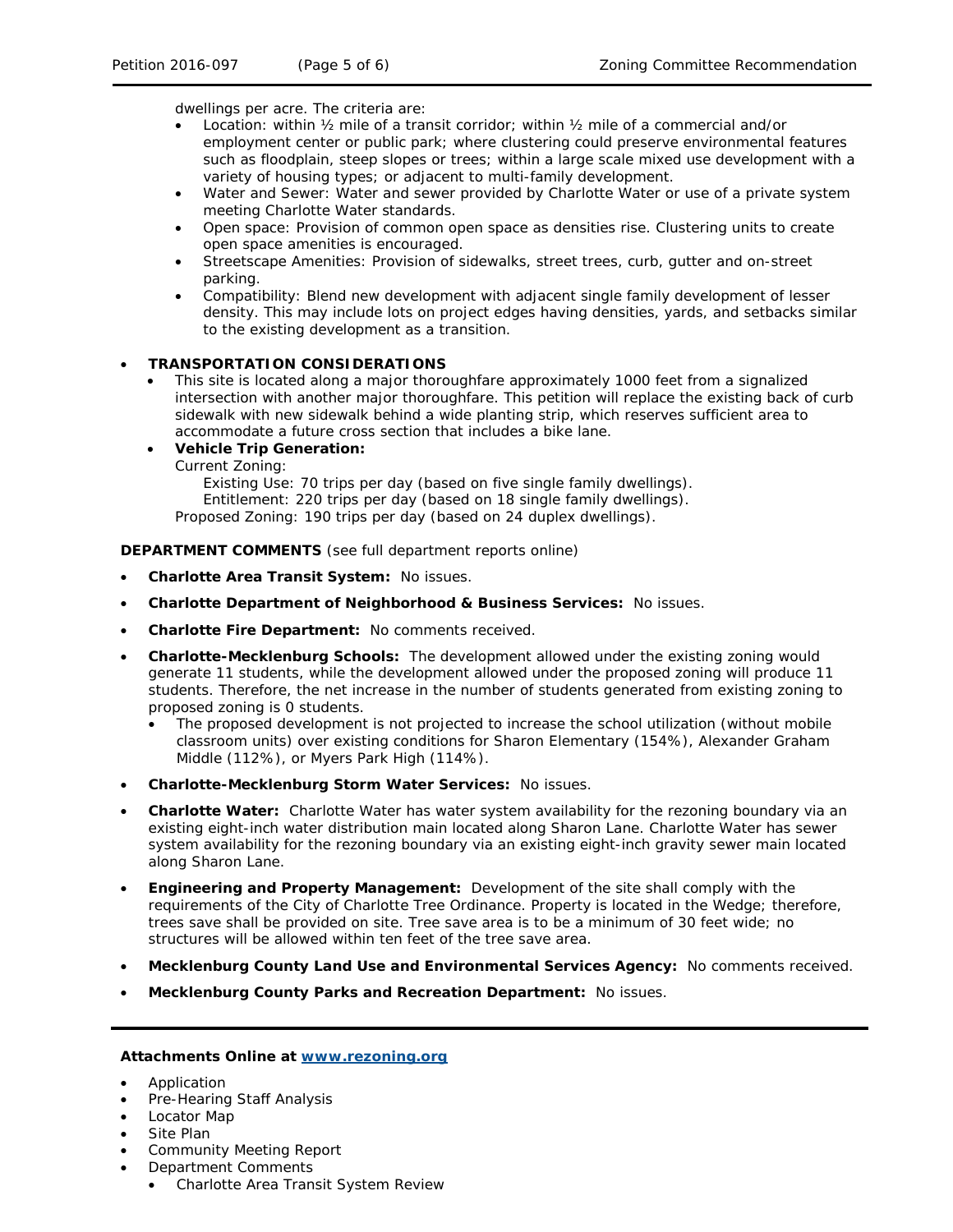dwellings per acre. The criteria are:

- Location: within ½ mile of a transit corridor; within ½ mile of a commercial and/or employment center or public park; where clustering could preserve environmental features such as floodplain, steep slopes or trees; within a large scale mixed use development with a variety of housing types; or adjacent to multi-family development.
- Water and Sewer: Water and sewer provided by Charlotte Water or use of a private system meeting Charlotte Water standards.
- Open space: Provision of common open space as densities rise. Clustering units to create open space amenities is encouraged.
- Streetscape Amenities: Provision of sidewalks, street trees, curb, gutter and on-street parking.
- Compatibility: Blend new development with adjacent single family development of lesser density. This may include lots on project edges having densities, yards, and setbacks similar to the existing development as a transition.

- **TRANSPORTATION CONSIDERATIONS**
  - This site is located along a major thoroughfare approximately 1000 feet from a signalized intersection with another major thoroughfare. This petition will replace the existing back of curb sidewalk with new sidewalk behind a wide planting strip, which reserves sufficient area to accommodate a future cross section that includes a bike lane.
  - **Vehicle Trip Generation:**

    Current Zoning:

    Existing Use: 70 trips per day (based on five single family dwellings).

    Entitlement: 220 trips per day (based on 18 single family dwellings).

    Proposed Zoning: 190 trips per day (based on 24 duplex dwellings).

**DEPARTMENT COMMENTS** (see full department reports online)

- **Charlotte Area Transit System:** No issues.
- **Charlotte Department of Neighborhood & Business Services:** No issues.
- **Charlotte Fire Department:** No comments received.
- **Charlotte-Mecklenburg Schools:** The development allowed under the existing zoning would generate 11 students, while the development allowed under the proposed zoning will produce 11 students. Therefore, the net increase in the number of students generated from existing zoning to proposed zoning is 0 students.
  - The proposed development is not projected to increase the school utilization (without mobile classroom units) over existing conditions for Sharon Elementary (154%), Alexander Graham Middle (112%), or Myers Park High (114%).
- **Charlotte-Mecklenburg Storm Water Services:** No issues.
- **Charlotte Water:** Charlotte Water has water system availability for the rezoning boundary via an existing eight-inch water distribution main located along Sharon Lane. Charlotte Water has sewer system availability for the rezoning boundary via an existing eight-inch gravity sewer main located along Sharon Lane.
- **Engineering and Property Management:** Development of the site shall comply with the requirements of the City of Charlotte Tree Ordinance. Property is located in the Wedge; therefore, trees save shall be provided on site. Tree save area is to be a minimum of 30 feet wide; no structures will be allowed within ten feet of the tree save area.
- **Mecklenburg County Land Use and Environmental Services Agency:** No comments received.
- **Mecklenburg County Parks and Recreation Department:** No issues.

---

**Attachments Online at [www.rezoning.org](www.rezoning.org)**

- Application
- Pre-Hearing Staff Analysis
- Locator Map
- Site Plan
- Community Meeting Report
- Department Comments
  - Charlotte Area Transit System Review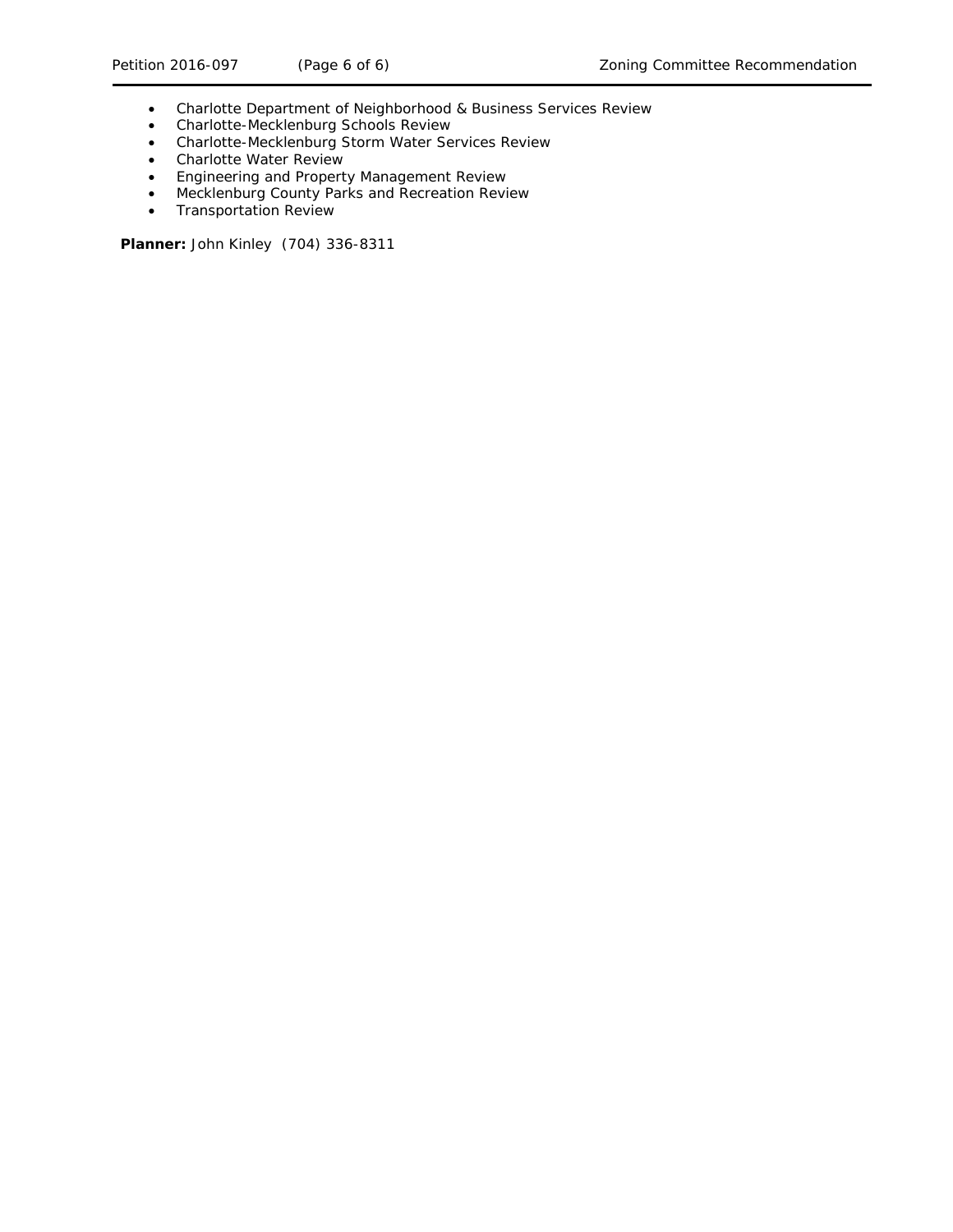- Charlotte Department of Neighborhood & Business Services Review
- Charlotte-Mecklenburg Schools Review
- Charlotte-Mecklenburg Storm Water Services Review
- Charlotte Water Review
- Engineering and Property Management Review
- Mecklenburg County Parks and Recreation Review
- Transportation Review

**Planner:** John Kinley (704) 336-8311